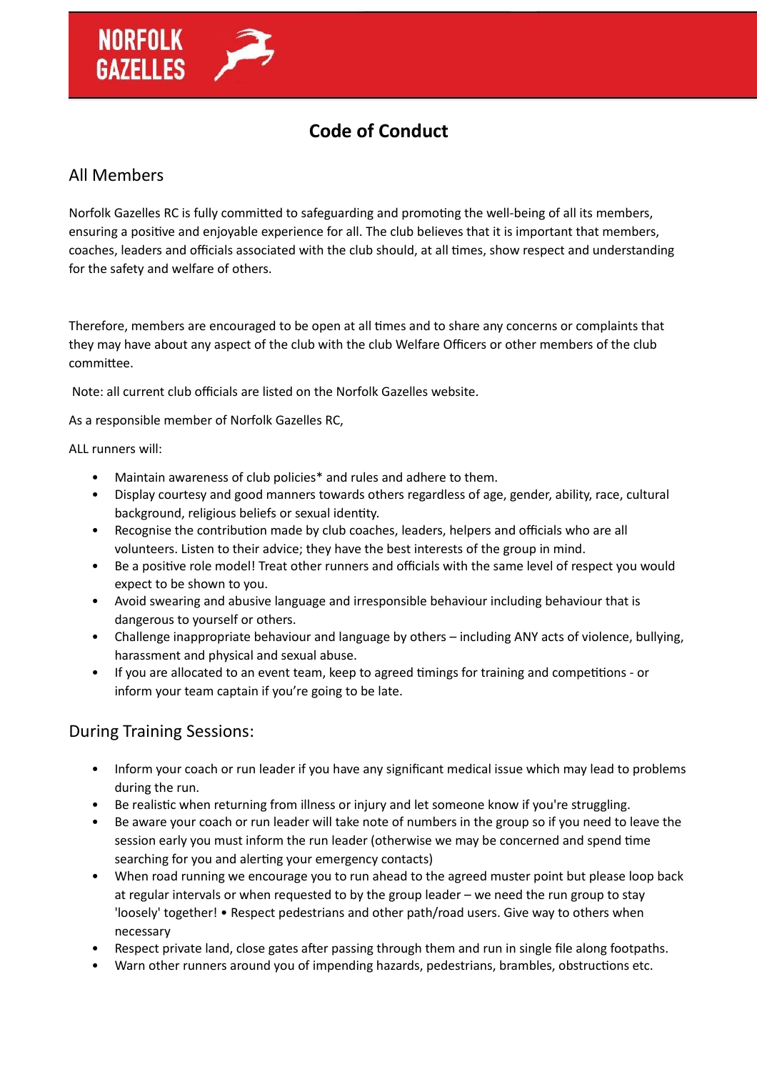NORFOLK GAZELLES

# Code of Conduct

## All Members

Norfolk Gazelles RC is fully committed to safeguarding and promoting the well-being of all its members, ensuring a positive and enjoyable experience for all. The club believes that it is important that members, coaches, leaders and officials associated with the club should, at all times, show respect and understanding for the safety and welfare of others.

Therefore, members are encouraged to be open at all times and to share any concerns or complaints that they may have about any aspect of the club with the club Welfare Officers or other members of the club committee.

Note: all current club officials are listed on the Norfolk Gazelles website.

As a responsible member of Norfolk Gazelles RC,

ALL runners will:

- Maintain awareness of club policies* and rules and adhere to them.
- Display courtesy and good manners towards others regardless of age, gender, ability, race, cultural background, religious beliefs or sexual identity.
- Recognise the contribution made by club coaches, leaders, helpers and officials who are all volunteers. Listen to their advice; they have the best interests of the group in mind.
- Be a positive role model! Treat other runners and officials with the same level of respect you would expect to be shown to you.
- Avoid swearing and abusive language and irresponsible behaviour including behaviour that is dangerous to yourself or others.
- Challenge inappropriate behaviour and language by others – including ANY acts of violence, bullying, harassment and physical and sexual abuse.
- If you are allocated to an event team, keep to agreed timings for training and competitions - or inform your team captain if you're going to be late.

## During Training Sessions:

- Inform your coach or run leader if you have any significant medical issue which may lead to problems during the run.
- Be realistic when returning from illness or injury and let someone know if you're struggling.
- Be aware your coach or run leader will take note of numbers in the group so if you need to leave the session early you must inform the run leader (otherwise we may be concerned and spend time searching for you and alerting your emergency contacts)
- When road running we encourage you to run ahead to the agreed muster point but please loop back at regular intervals or when requested to by the group leader – we need the run group to stay 'loosely' together! • Respect pedestrians and other path/road users. Give way to others when necessary
- Respect private land, close gates after passing through them and run in single file along footpaths.
- Warn other runners around you of impending hazards, pedestrians, brambles, obstructions etc.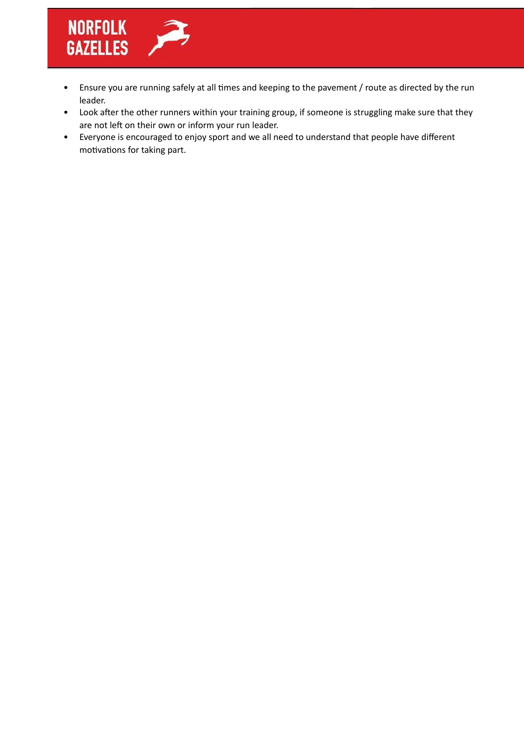- Ensure you are running safely at all times and keeping to the pavement / route as directed by the run leader.
- Look after the other runners within your training group, if someone is struggling make sure that they are not left on their own or inform your run leader.
- Everyone is encouraged to enjoy sport and we all need to understand that people have different motivations for taking part.